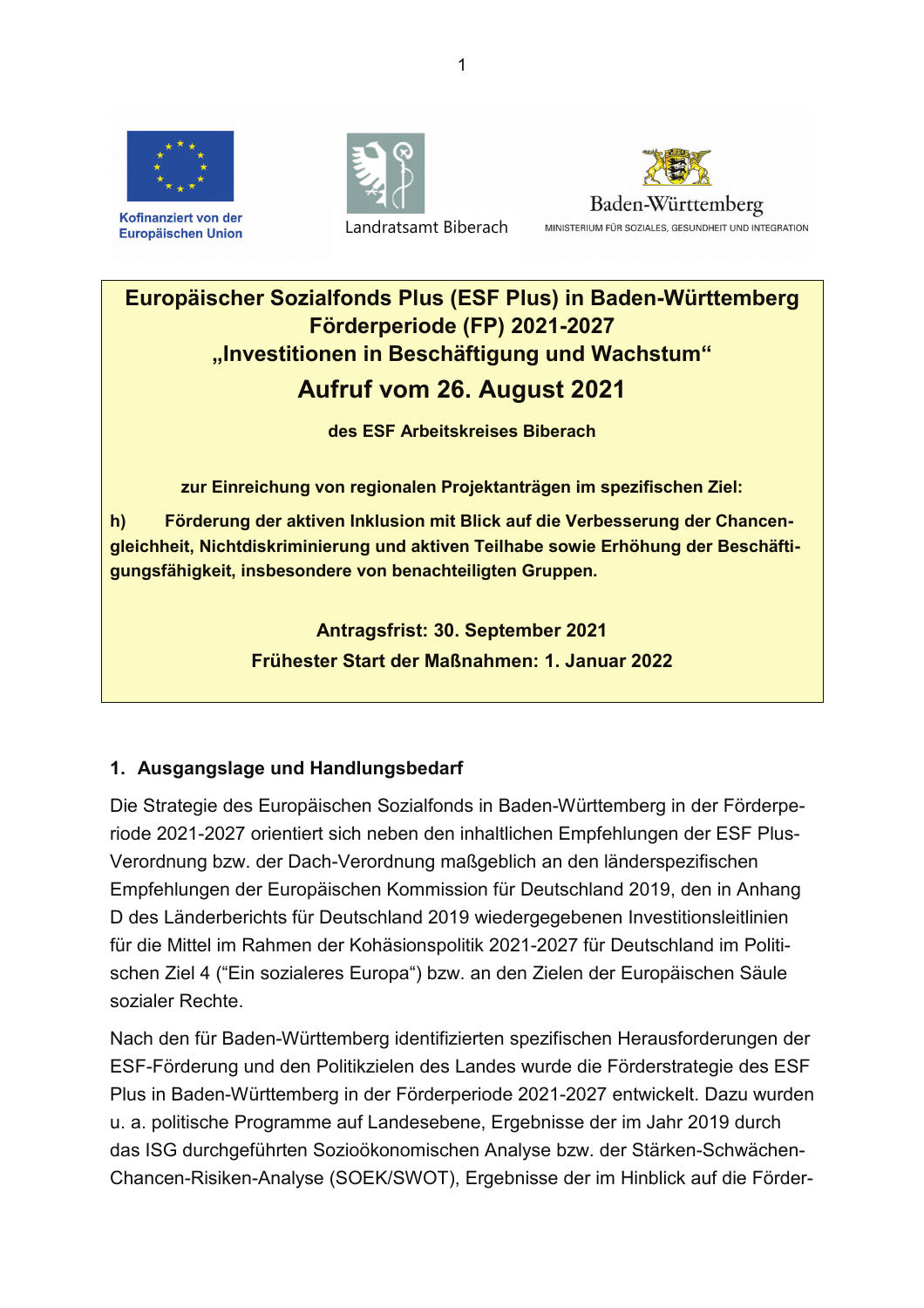Kofinanziert von der Europäischen Union

Landratsamt Biberach

Baden-Württemberg
MINISTERIUM FÜR SOZIALES, GESUNDHEIT UND INTEGRATION

**Europäischer Sozialfonds Plus (ESF Plus) in Baden-Württemberg**
**Förderperiode (FP) 2021-2027**
**„Investitionen in Beschäftigung und Wachstum“**

# Aufruf vom 26. August 2021

**des ESF Arbeitskreises Biberach**

**zur Einreichung von regionalen Projektanträgen im spezifischen Ziel:**

**h) Förderung der aktiven Inklusion mit Blick auf die Verbesserung der Chancengleichheit, Nichtdiskriminierung und aktiven Teilhabe sowie Erhöhung der Beschäftigungsfähigkeit, insbesondere von benachteiligten Gruppen.**

**Antragsfrist: 30. September 2021**
**Frühester Start der Maßnahmen: 1. Januar 2022**

## 1. Ausgangslage und Handlungsbedarf

Die Strategie des Europäischen Sozialfonds in Baden-Württemberg in der Förderperiode 2021-2027 orientiert sich neben den inhaltlichen Empfehlungen der ESF Plus-Verordnung bzw. der Dach-Verordnung maßgeblich an den länderspezifischen Empfehlungen der Europäischen Kommission für Deutschland 2019, den in Anhang D des Länderberichts für Deutschland 2019 wiedergegebenen Investitionsleitlinien für die Mittel im Rahmen der Kohäsionspolitik 2021-2027 für Deutschland im Politischen Ziel 4 (“Ein sozialeres Europa“) bzw. an den Zielen der Europäischen Säule sozialer Rechte.

Nach den für Baden-Württemberg identifizierten spezifischen Herausforderungen der ESF-Förderung und den Politikzielen des Landes wurde die Förderstrategie des ESF Plus in Baden-Württemberg in der Förderperiode 2021-2027 entwickelt. Dazu wurden u. a. politische Programme auf Landesebene, Ergebnisse der im Jahr 2019 durch das ISG durchgeführten Sozioökonomischen Analyse bzw. der Stärken-Schwächen-Chancen-Risiken-Analyse (SOEK/SWOT), Ergebnisse der im Hinblick auf die Förder-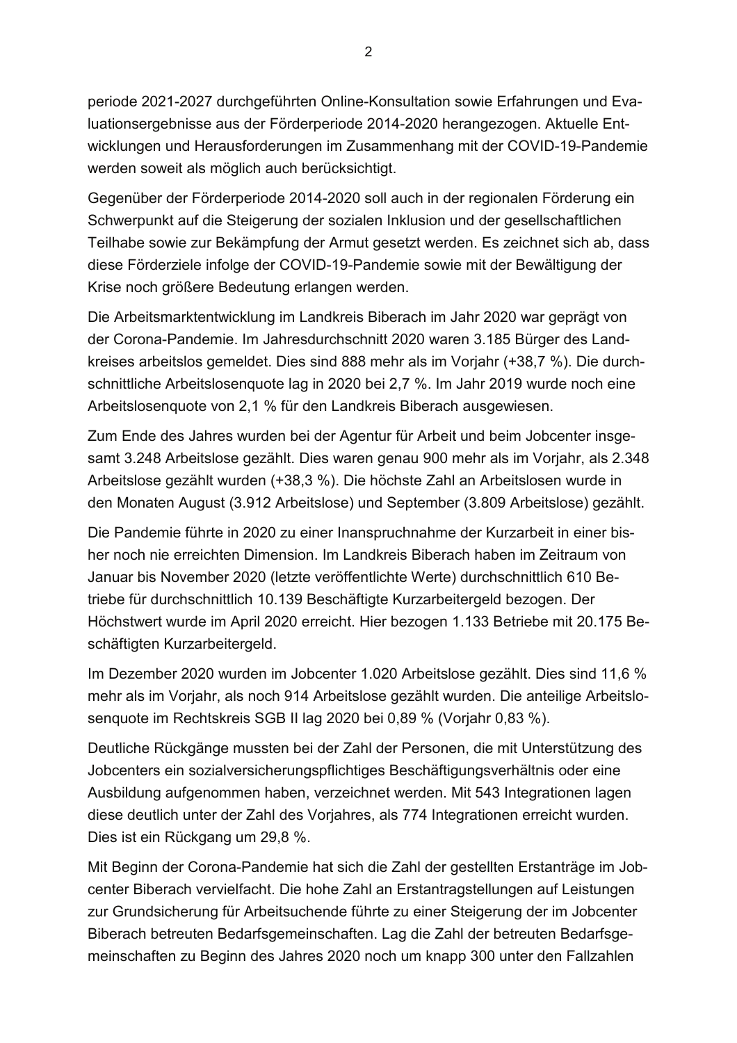periode 2021-2027 durchgeführten Online-Konsultation sowie Erfahrungen und Evaluationsergebnisse aus der Förderperiode 2014-2020 herangezogen. Aktuelle Entwicklungen und Herausforderungen im Zusammenhang mit der COVID-19-Pandemie werden soweit als möglich auch berücksichtigt.

Gegenüber der Förderperiode 2014-2020 soll auch in der regionalen Förderung ein Schwerpunkt auf die Steigerung der sozialen Inklusion und der gesellschaftlichen Teilhabe sowie zur Bekämpfung der Armut gesetzt werden. Es zeichnet sich ab, dass diese Förderziele infolge der COVID-19-Pandemie sowie mit der Bewältigung der Krise noch größere Bedeutung erlangen werden.

Die Arbeitsmarktentwicklung im Landkreis Biberach im Jahr 2020 war geprägt von der Corona-Pandemie. Im Jahresdurchschnitt 2020 waren 3.185 Bürger des Landkreises arbeitslos gemeldet. Dies sind 888 mehr als im Vorjahr (+38,7 %). Die durchschnittliche Arbeitslosenquote lag in 2020 bei 2,7 %. Im Jahr 2019 wurde noch eine Arbeitslosenquote von 2,1 % für den Landkreis Biberach ausgewiesen.

Zum Ende des Jahres wurden bei der Agentur für Arbeit und beim Jobcenter insgesamt 3.248 Arbeitslose gezählt. Dies waren genau 900 mehr als im Vorjahr, als 2.348 Arbeitslose gezählt wurden (+38,3 %). Die höchste Zahl an Arbeitslosen wurde in den Monaten August (3.912 Arbeitslose) und September (3.809 Arbeitslose) gezählt.

Die Pandemie führte in 2020 zu einer Inanspruchnahme der Kurzarbeit in einer bisher noch nie erreichten Dimension. Im Landkreis Biberach haben im Zeitraum von Januar bis November 2020 (letzte veröffentlichte Werte) durchschnittlich 610 Betriebe für durchschnittlich 10.139 Beschäftigte Kurzarbeitergeld bezogen. Der Höchstwert wurde im April 2020 erreicht. Hier bezogen 1.133 Betriebe mit 20.175 Beschäftigten Kurzarbeitergeld.

Im Dezember 2020 wurden im Jobcenter 1.020 Arbeitslose gezählt. Dies sind 11,6 % mehr als im Vorjahr, als noch 914 Arbeitslose gezählt wurden. Die anteilige Arbeitslosenquote im Rechtskreis SGB II lag 2020 bei 0,89 % (Vorjahr 0,83 %).

Deutliche Rückgänge mussten bei der Zahl der Personen, die mit Unterstützung des Jobcenters ein sozialversicherungspflichtiges Beschäftigungsverhältnis oder eine Ausbildung aufgenommen haben, verzeichnet werden. Mit 543 Integrationen lagen diese deutlich unter der Zahl des Vorjahres, als 774 Integrationen erreicht wurden. Dies ist ein Rückgang um 29,8 %.

Mit Beginn der Corona-Pandemie hat sich die Zahl der gestellten Erstanträge im Jobcenter Biberach vervielfacht. Die hohe Zahl an Erstantragstellungen auf Leistungen zur Grundsicherung für Arbeitsuchende führte zu einer Steigerung der im Jobcenter Biberach betreuten Bedarfsgemeinschaften. Lag die Zahl der betreuten Bedarfsgemeinschaften zu Beginn des Jahres 2020 noch um knapp 300 unter den Fallzahlen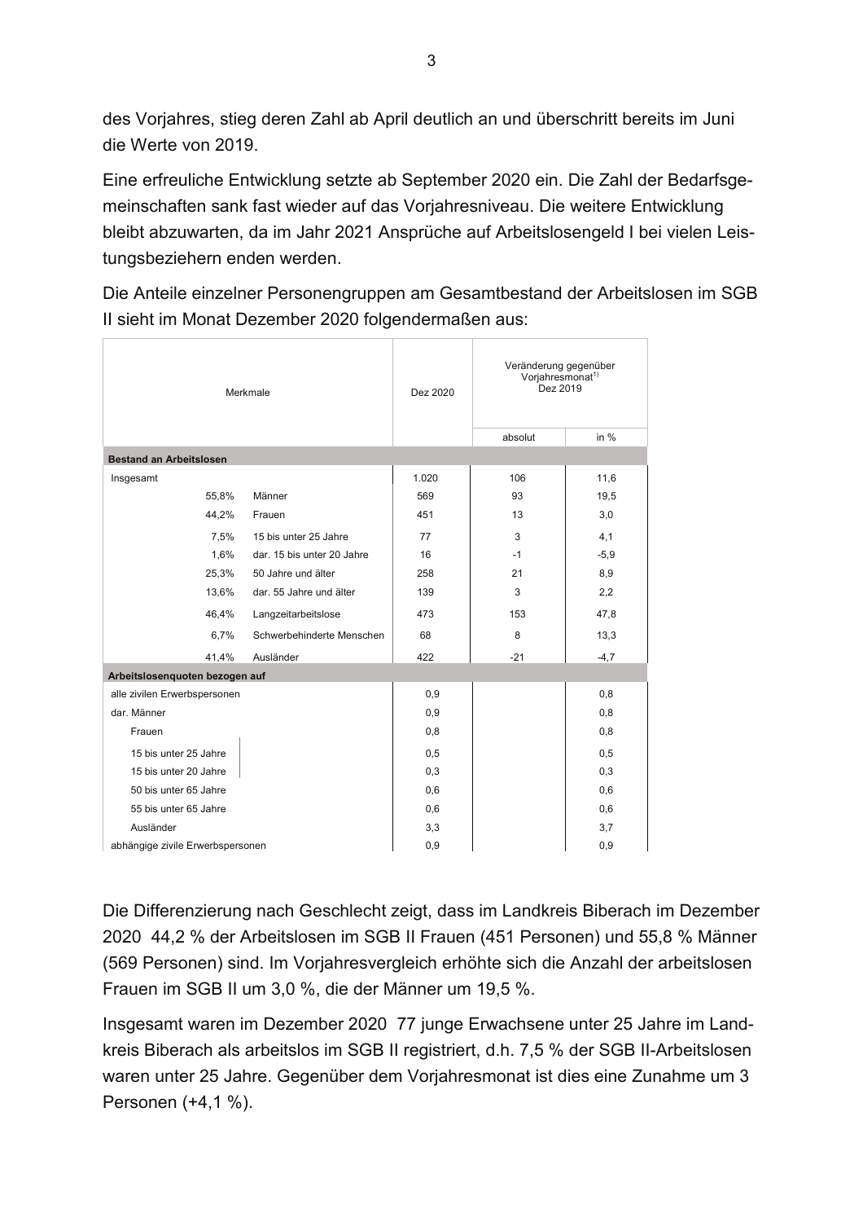des Vorjahres, stieg deren Zahl ab April deutlich an und überschritt bereits im Juni die Werte von 2019.

Eine erfreuliche Entwicklung setzte ab September 2020 ein. Die Zahl der Bedarfsgemeinschaften sank fast wieder auf das Vorjahresniveau. Die weitere Entwicklung bleibt abzuwarten, da im Jahr 2021 Ansprüche auf Arbeitslosengeld I bei vielen Leistungsbeziehern enden werden.

Die Anteile einzelner Personengruppen am Gesamtbestand der Arbeitslosen im SGB II sieht im Monat Dezember 2020 folgendermaßen aus:

| Merkmale | | Dez 2020 | Veränderung gegenüber Vorjahresmonat[1) ] Dez 2019 | |
|---|---|---|---|---|
| | | | absolut | in % |
| **Bestand an Arbeitslosen** | | | | |
| Insgesamt | | 1.020 | 106 | 11,6 |
| 55,8% | Männer | 569 | 93 | 19,5 |
| 44,2% | Frauen | 451 | 13 | 3,0 |
| 7,5% | 15 bis unter 25 Jahre | 77 | 3 | 4,1 |
| 1,6% | dar. 15 bis unter 20 Jahre | 16 | -1 | -5,9 |
| 25,3% | 50 Jahre und älter | 258 | 21 | 8,9 |
| 13,6% | dar. 55 Jahre und älter | 139 | 3 | 2,2 |
| 46,4% | Langzeitarbeitslose | 473 | 153 | 47,8 |
| 6,7% | Schwerbehinderte Menschen | 68 | 8 | 13,3 |
| 41,4% | Ausländer | 422 | -21 | -4,7 |
| **Arbeitslosenquoten bezogen auf** | | | | |
| alle zivilen Erwerbspersonen | | 0,9 | | 0,8 |
| dar. Männer | | 0,9 | | 0,8 |
| Frauen | | 0,8 | | 0,8 |
| 15 bis unter 25 Jahre | | 0,5 | | 0,5 |
| 15 bis unter 20 Jahre | | 0,3 | | 0,3 |
| 50 bis unter 65 Jahre | | 0,6 | | 0,6 |
| 55 bis unter 65 Jahre | | 0,6 | | 0,6 |
| Ausländer | | 3,3 | | 3,7 |
| abhängige zivile Erwerbspersonen | | 0,9 | | 0,9 |

Die Differenzierung nach Geschlecht zeigt, dass im Landkreis Biberach im Dezember 2020 44,2 % der Arbeitslosen im SGB II Frauen (451 Personen) und 55,8 % Männer (569 Personen) sind. Im Vorjahresvergleich erhöhte sich die Anzahl der arbeitslosen Frauen im SGB II um 3,0 %, die der Männer um 19,5 %.

Insgesamt waren im Dezember 2020 77 junge Erwachsene unter 25 Jahre im Landkreis Biberach als arbeitslos im SGB II registriert, d.h. 7,5 % der SGB II-Arbeitslosen waren unter 25 Jahre. Gegenüber dem Vorjahresmonat ist dies eine Zunahme um 3 Personen (+4,1 %).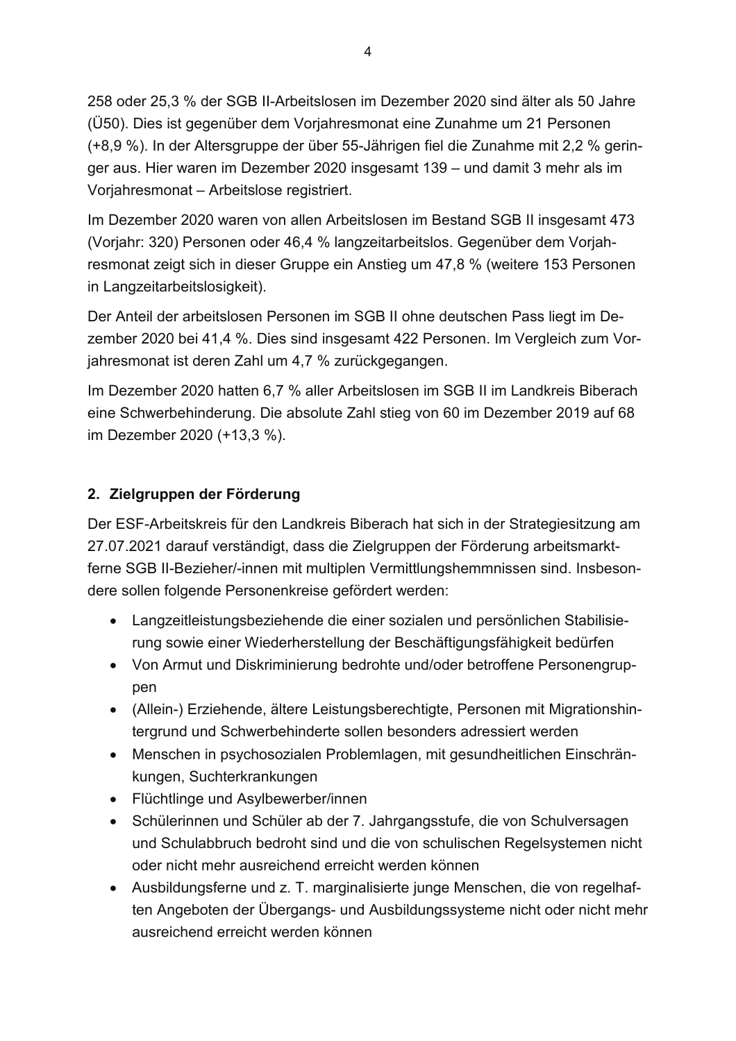258 oder 25,3 % der SGB II-Arbeitslosen im Dezember 2020 sind älter als 50 Jahre (Ü50). Dies ist gegenüber dem Vorjahresmonat eine Zunahme um 21 Personen (+8,9 %). In der Altersgruppe der über 55-Jährigen fiel die Zunahme mit 2,2 % geringer aus. Hier waren im Dezember 2020 insgesamt 139 – und damit 3 mehr als im Vorjahresmonat – Arbeitslose registriert.

Im Dezember 2020 waren von allen Arbeitslosen im Bestand SGB II insgesamt 473 (Vorjahr: 320) Personen oder 46,4 % langzeitarbeitslos. Gegenüber dem Vorjahresmonat zeigt sich in dieser Gruppe ein Anstieg um 47,8 % (weitere 153 Personen in Langzeitarbeitslosigkeit).

Der Anteil der arbeitslosen Personen im SGB II ohne deutschen Pass liegt im Dezember 2020 bei 41,4 %. Dies sind insgesamt 422 Personen. Im Vergleich zum Vorjahresmonat ist deren Zahl um 4,7 % zurückgegangen.

Im Dezember 2020 hatten 6,7 % aller Arbeitslosen im SGB II im Landkreis Biberach eine Schwerbehinderung. Die absolute Zahl stieg von 60 im Dezember 2019 auf 68 im Dezember 2020 (+13,3 %).

## 2. Zielgruppen der Förderung

Der ESF-Arbeitskreis für den Landkreis Biberach hat sich in der Strategiesitzung am 27.07.2021 darauf verständigt, dass die Zielgruppen der Förderung arbeitsmarktferne SGB II-Bezieher/-innen mit multiplen Vermittlungshemmnissen sind. Insbesondere sollen folgende Personenkreise gefördert werden:

- Langzeitleistungsbeziehende die einer sozialen und persönlichen Stabilisierung sowie einer Wiederherstellung der Beschäftigungsfähigkeit bedürfen
- Von Armut und Diskriminierung bedrohte und/oder betroffene Personengruppen
- (Allein-) Erziehende, ältere Leistungsberechtigte, Personen mit Migrationshintergrund und Schwerbehinderte sollen besonders adressiert werden
- Menschen in psychosozialen Problemlagen, mit gesundheitlichen Einschränkungen, Suchterkrankungen
- Flüchtlinge und Asylbewerber/innen
- Schülerinnen und Schüler ab der 7. Jahrgangsstufe, die von Schulversagen und Schulabbruch bedroht sind und die von schulischen Regelsystemen nicht oder nicht mehr ausreichend erreicht werden können
- Ausbildungsferne und z. T. marginalisierte junge Menschen, die von regelhaften Angeboten der Übergangs- und Ausbildungssysteme nicht oder nicht mehr ausreichend erreicht werden können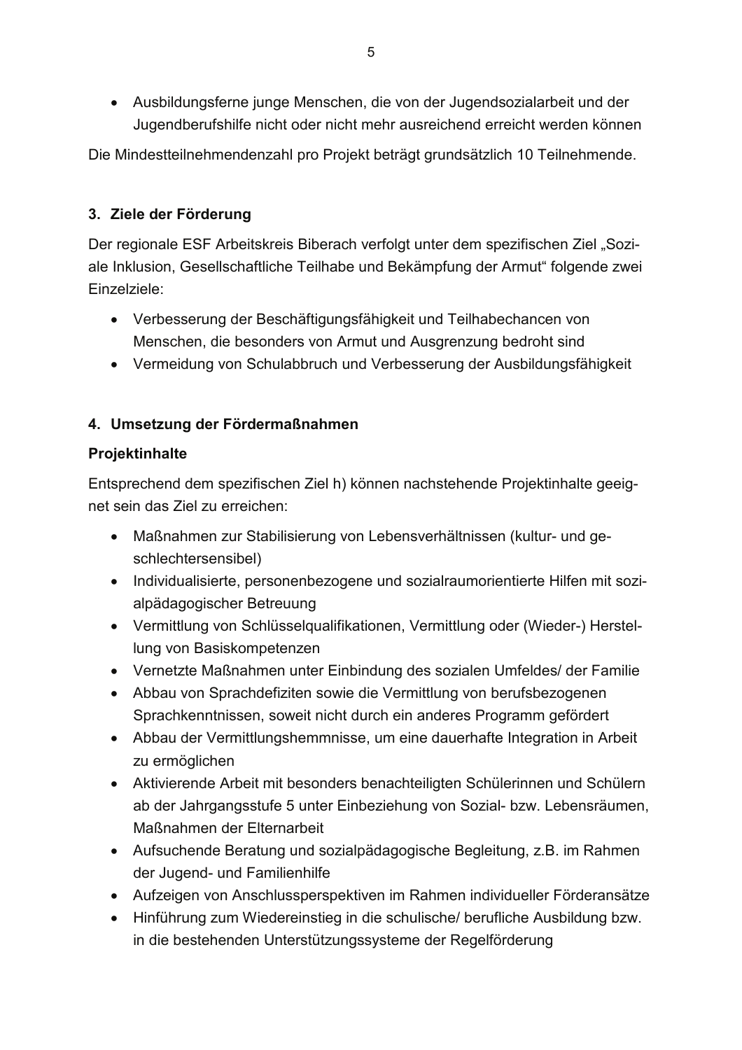- Ausbildungsferne junge Menschen, die von der Jugendsozialarbeit und der Jugendberufshilfe nicht oder nicht mehr ausreichend erreicht werden können

Die Mindestteilnehmendenzahl pro Projekt beträgt grundsätzlich 10 Teilnehmende.

## 3. Ziele der Förderung

Der regionale ESF Arbeitskreis Biberach verfolgt unter dem spezifischen Ziel „Soziale Inklusion, Gesellschaftliche Teilhabe und Bekämpfung der Armut“ folgende zwei Einzelziele:

- Verbesserung der Beschäftigungsfähigkeit und Teilhabechancen von Menschen, die besonders von Armut und Ausgrenzung bedroht sind
- Vermeidung von Schulabbruch und Verbesserung der Ausbildungsfähigkeit

## 4. Umsetzung der Fördermaßnahmen

**Projektinhalte**

Entsprechend dem spezifischen Ziel h) können nachstehende Projektinhalte geeignet sein das Ziel zu erreichen:

- Maßnahmen zur Stabilisierung von Lebensverhältnissen (kultur- und geschlechtersensibel)
- Individualisierte, personenbezogene und sozialraumorientierte Hilfen mit sozialpädagogischer Betreuung
- Vermittlung von Schlüsselqualifikationen, Vermittlung oder (Wieder-) Herstellung von Basiskompetenzen
- Vernetzte Maßnahmen unter Einbindung des sozialen Umfeldes/ der Familie
- Abbau von Sprachdefiziten sowie die Vermittlung von berufsbezogenen Sprachkenntnissen, soweit nicht durch ein anderes Programm gefördert
- Abbau der Vermittlungshemmnisse, um eine dauerhafte Integration in Arbeit zu ermöglichen
- Aktivierende Arbeit mit besonders benachteiligten Schülerinnen und Schülern ab der Jahrgangsstufe 5 unter Einbeziehung von Sozial- bzw. Lebensräumen, Maßnahmen der Elternarbeit
- Aufsuchende Beratung und sozialpädagogische Begleitung, z.B. im Rahmen der Jugend- und Familienhilfe
- Aufzeigen von Anschlussperspektiven im Rahmen individueller Förderansätze
- Hinführung zum Wiedereinstieg in die schulische/ berufliche Ausbildung bzw. in die bestehenden Unterstützungssysteme der Regelförderung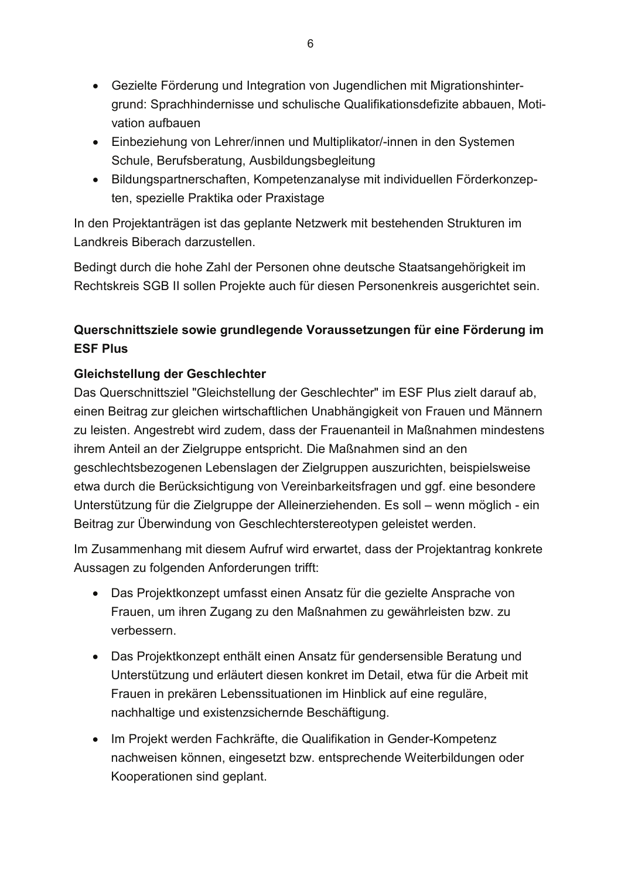- Gezielte Förderung und Integration von Jugendlichen mit Migrationshintergrund: Sprachhindernisse und schulische Qualifikationsdefizite abbauen, Motivation aufbauen
- Einbeziehung von Lehrer/innen und Multiplikator/-innen in den Systemen Schule, Berufsberatung, Ausbildungsbegleitung
- Bildungspartnerschaften, Kompetenzanalyse mit individuellen Förderkonzepten, spezielle Praktika oder Praxistage

In den Projektanträgen ist das geplante Netzwerk mit bestehenden Strukturen im Landkreis Biberach darzustellen.

Bedingt durch die hohe Zahl der Personen ohne deutsche Staatsangehörigkeit im Rechtskreis SGB II sollen Projekte auch für diesen Personenkreis ausgerichtet sein.

### Querschnittsziele sowie grundlegende Voraussetzungen für eine Förderung im ESF Plus

#### Gleichstellung der Geschlechter

Das Querschnittsziel "Gleichstellung der Geschlechter" im ESF Plus zielt darauf ab, einen Beitrag zur gleichen wirtschaftlichen Unabhängigkeit von Frauen und Männern zu leisten. Angestrebt wird zudem, dass der Frauenanteil in Maßnahmen mindestens ihrem Anteil an der Zielgruppe entspricht. Die Maßnahmen sind an den geschlechtsbezogenen Lebenslagen der Zielgruppen auszurichten, beispielsweise etwa durch die Berücksichtigung von Vereinbarkeitsfragen und ggf. eine besondere Unterstützung für die Zielgruppe der Alleinerziehenden. Es soll – wenn möglich - ein Beitrag zur Überwindung von Geschlechterstereotypen geleistet werden.

Im Zusammenhang mit diesem Aufruf wird erwartet, dass der Projektantrag konkrete Aussagen zu folgenden Anforderungen trifft:

- Das Projektkonzept umfasst einen Ansatz für die gezielte Ansprache von Frauen, um ihren Zugang zu den Maßnahmen zu gewährleisten bzw. zu verbessern.

- Das Projektkonzept enthält einen Ansatz für gendersensible Beratung und Unterstützung und erläutert diesen konkret im Detail, etwa für die Arbeit mit Frauen in prekären Lebenssituationen im Hinblick auf eine reguläre, nachhaltige und existenzsichernde Beschäftigung.

- Im Projekt werden Fachkräfte, die Qualifikation in Gender-Kompetenz nachweisen können, eingesetzt bzw. entsprechende Weiterbildungen oder Kooperationen sind geplant.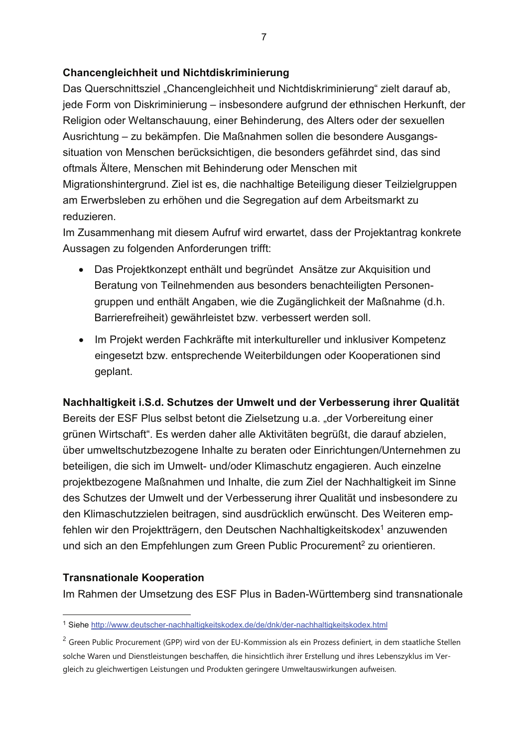**Chancengleichheit und Nichtdiskriminierung**

Das Querschnittsziel „Chancengleichheit und Nichtdiskriminierung" zielt darauf ab, jede Form von Diskriminierung – insbesondere aufgrund der ethnischen Herkunft, der Religion oder Weltanschauung, einer Behinderung, des Alters oder der sexuellen Ausrichtung – zu bekämpfen. Die Maßnahmen sollen die besondere Ausgangssituation von Menschen berücksichtigen, die besonders gefährdet sind, das sind oftmals Ältere, Menschen mit Behinderung oder Menschen mit Migrationshintergrund. Ziel ist es, die nachhaltige Beteiligung dieser Teilzielgruppen am Erwerbsleben zu erhöhen und die Segregation auf dem Arbeitsmarkt zu reduzieren.

Im Zusammenhang mit diesem Aufruf wird erwartet, dass der Projektantrag konkrete Aussagen zu folgenden Anforderungen trifft:

- Das Projektkonzept enthält und begründet Ansätze zur Akquisition und Beratung von Teilnehmenden aus besonders benachteiligten Personengruppen und enthält Angaben, wie die Zugänglichkeit der Maßnahme (d.h. Barrierefreiheit) gewährleistet bzw. verbessert werden soll.
- Im Projekt werden Fachkräfte mit interkultureller und inklusiver Kompetenz eingesetzt bzw. entsprechende Weiterbildungen oder Kooperationen sind geplant.

**Nachhaltigkeit i.S.d. Schutzes der Umwelt und der Verbesserung ihrer Qualität**

Bereits der ESF Plus selbst betont die Zielsetzung u.a. „der Vorbereitung einer grünen Wirtschaft". Es werden daher alle Aktivitäten begrüßt, die darauf abzielen, über umweltschutzbezogene Inhalte zu beraten oder Einrichtungen/Unternehmen zu beteiligen, die sich im Umwelt- und/oder Klimaschutz engagieren. Auch einzelne projektbezogene Maßnahmen und Inhalte, die zum Ziel der Nachhaltigkeit im Sinne des Schutzes der Umwelt und der Verbesserung ihrer Qualität und insbesondere zu den Klimaschutzzielen beitragen, sind ausdrücklich erwünscht. Des Weiteren empfehlen wir den Projektträgern, den Deutschen Nachhaltigkeitskodex[1] anzuwenden und sich an den Empfehlungen zum Green Public Procurement[2] zu orientieren.

**Transnationale Kooperation**

Im Rahmen der Umsetzung des ESF Plus in Baden-Württemberg sind transnationale

---

[1] Siehe http://www.deutscher-nachhaltigkeitskodex.de/de/dnk/der-nachhaltigkeitskodex.html

[2] Green Public Procurement (GPP) wird von der EU-Kommission als ein Prozess definiert, in dem staatliche Stellen solche Waren und Dienstleistungen beschaffen, die hinsichtlich ihrer Erstellung und ihres Lebenszyklus im Vergleich zu gleichwertigen Leistungen und Produkten geringere Umweltauswirkungen aufweisen.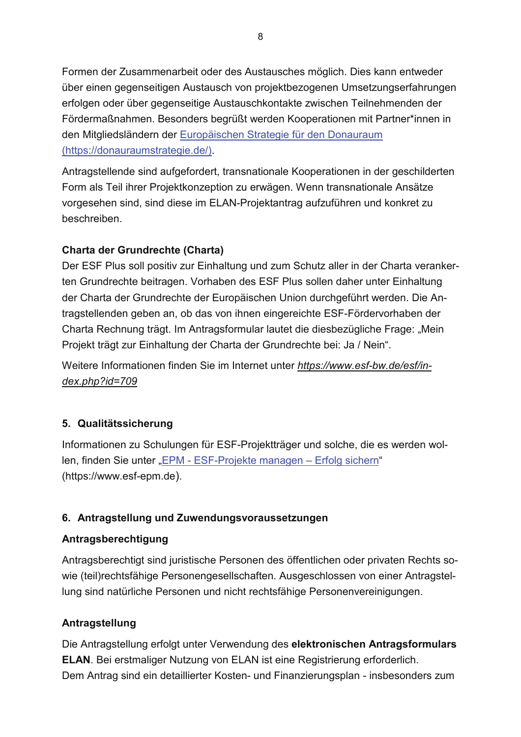Formen der Zusammenarbeit oder des Austausches möglich. Dies kann entweder über einen gegenseitigen Austausch von projektbezogenen Umsetzungserfahrungen erfolgen oder über gegenseitige Austauschkontakte zwischen Teilnehmenden der Fördermaßnahmen. Besonders begrüßt werden Kooperationen mit Partner*innen in den Mitgliedsländern der [Europäischen Strategie für den Donauraum (https://donauraumstrategie.de/)](https://donauraumstrategie.de/).

Antragstellende sind aufgefordert, transnationale Kooperationen in der geschilderten Form als Teil ihrer Projektkonzeption zu erwägen. Wenn transnationale Ansätze vorgesehen sind, sind diese im ELAN-Projektantrag aufzuführen und konkret zu beschreiben.

**Charta der Grundrechte (Charta)**

Der ESF Plus soll positiv zur Einhaltung und zum Schutz aller in der Charta verankerten Grundrechte beitragen. Vorhaben des ESF Plus sollen daher unter Einhaltung der Charta der Grundrechte der Europäischen Union durchgeführt werden. Die Antragstellenden geben an, ob das von ihnen eingereichte ESF-Fördervorhaben der Charta Rechnung trägt. Im Antragsformular lautet die diesbezügliche Frage: „Mein Projekt trägt zur Einhaltung der Charta der Grundrechte bei: Ja / Nein".

Weitere Informationen finden Sie im Internet unter *https://www.esf-bw.de/esf/index.php?id=709*

## 5. Qualitätssicherung

Informationen zu Schulungen für ESF-Projektträger und solche, die es werden wollen, finden Sie unter „[EPM - ESF-Projekte managen – Erfolg sichern](https://www.esf-epm.de)" (https://www.esf-epm.de).

## 6. Antragstellung und Zuwendungsvoraussetzungen

### Antragsberechtigung

Antragsberechtigt sind juristische Personen des öffentlichen oder privaten Rechts sowie (teil)rechtsfähige Personengesellschaften. Ausgeschlossen von einer Antragstellung sind natürliche Personen und nicht rechtsfähige Personenvereinigungen.

### Antragstellung

Die Antragstellung erfolgt unter Verwendung des **elektronischen Antragsformulars ELAN**. Bei erstmaliger Nutzung von ELAN ist eine Registrierung erforderlich.
Dem Antrag sind ein detaillierter Kosten- und Finanzierungsplan - insbesonders zum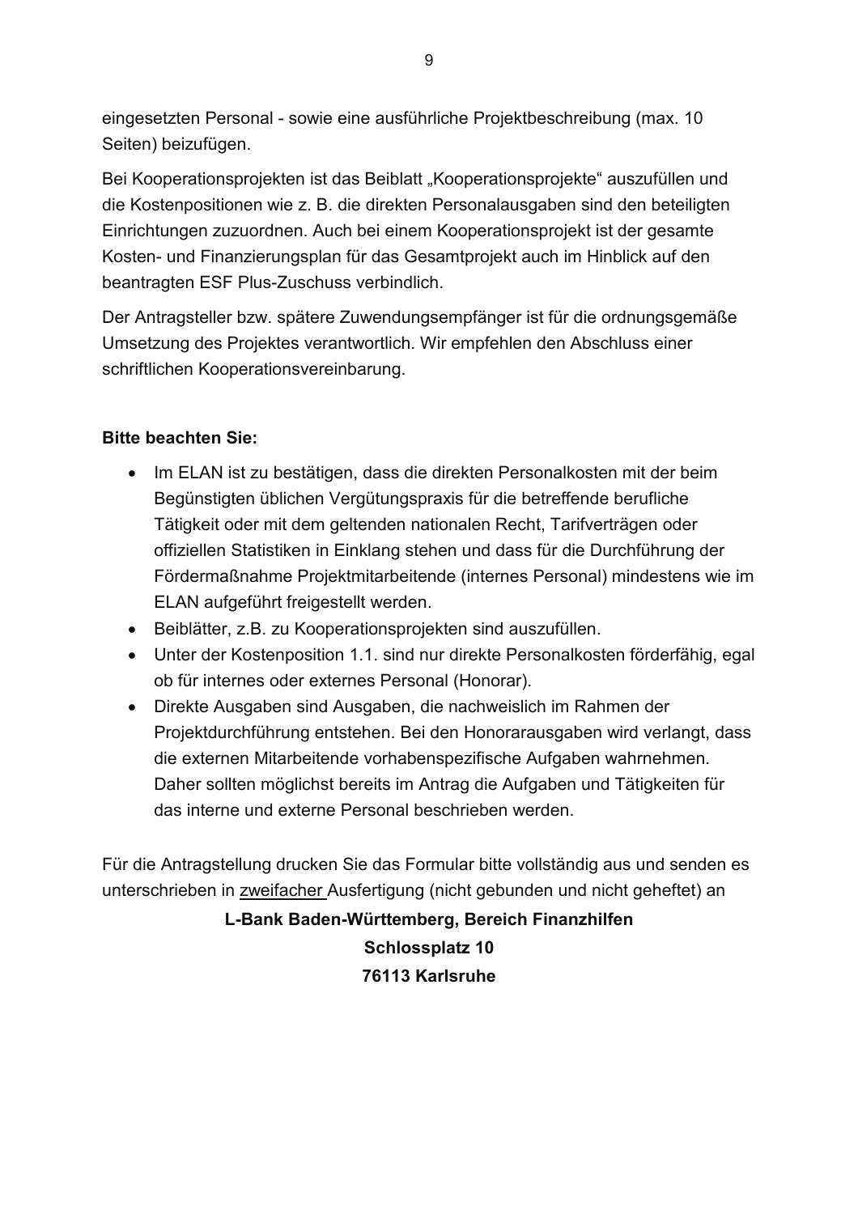eingesetzten Personal - sowie eine ausführliche Projektbeschreibung (max. 10 Seiten) beizufügen.

Bei Kooperationsprojekten ist das Beiblatt „Kooperationsprojekte" auszufüllen und die Kostenpositionen wie z. B. die direkten Personalausgaben sind den beteiligten Einrichtungen zuzuordnen. Auch bei einem Kooperationsprojekt ist der gesamte Kosten- und Finanzierungsplan für das Gesamtprojekt auch im Hinblick auf den beantragten ESF Plus-Zuschuss verbindlich.

Der Antragsteller bzw. spätere Zuwendungsempfänger ist für die ordnungsgemäße Umsetzung des Projektes verantwortlich. Wir empfehlen den Abschluss einer schriftlichen Kooperationsvereinbarung.

**Bitte beachten Sie:**

- Im ELAN ist zu bestätigen, dass die direkten Personalkosten mit der beim Begünstigten üblichen Vergütungspraxis für die betreffende berufliche Tätigkeit oder mit dem geltenden nationalen Recht, Tarifverträgen oder offiziellen Statistiken in Einklang stehen und dass für die Durchführung der Fördermaßnahme Projektmitarbeitende (internes Personal) mindestens wie im ELAN aufgeführt freigestellt werden.
- Beiblätter, z.B. zu Kooperationsprojekten sind auszufüllen.
- Unter der Kostenposition 1.1. sind nur direkte Personalkosten förderfähig, egal ob für internes oder externes Personal (Honorar).
- Direkte Ausgaben sind Ausgaben, die nachweislich im Rahmen der Projektdurchführung entstehen. Bei den Honorarausgaben wird verlangt, dass die externen Mitarbeitende vorhabenspezifische Aufgaben wahrnehmen. Daher sollten möglichst bereits im Antrag die Aufgaben und Tätigkeiten für das interne und externe Personal beschrieben werden.

Für die Antragstellung drucken Sie das Formular bitte vollständig aus und senden es unterschrieben in zweifacher Ausfertigung (nicht gebunden und nicht geheftet) an

**L-Bank Baden-Württemberg, Bereich Finanzhilfen**
**Schlossplatz 10**
**76113 Karlsruhe**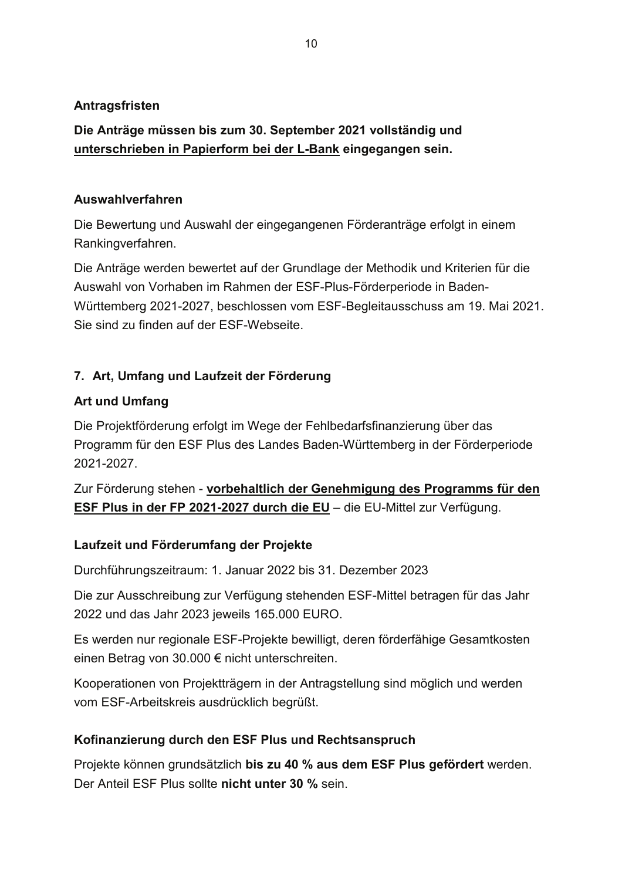**Antragsfristen**

**Die Anträge müssen bis zum 30. September 2021 vollständig und <u>unterschrieben in Papierform bei der L-Bank</u> eingegangen sein.**

**Auswahlverfahren**

Die Bewertung und Auswahl der eingegangenen Förderanträge erfolgt in einem Rankingverfahren.

Die Anträge werden bewertet auf der Grundlage der Methodik und Kriterien für die Auswahl von Vorhaben im Rahmen der ESF-Plus-Förderperiode in Baden-Württemberg 2021-2027, beschlossen vom ESF-Begleitausschuss am 19. Mai 2021. Sie sind zu finden auf der ESF-Webseite.

## 7. Art, Umfang und Laufzeit der Förderung

**Art und Umfang**

Die Projektförderung erfolgt im Wege der Fehlbedarfsfinanzierung über das Programm für den ESF Plus des Landes Baden-Württemberg in der Förderperiode 2021-2027.

Zur Förderung stehen - **<u>vorbehaltlich der Genehmigung des Programms für den ESF Plus in der FP 2021-2027 durch die EU</u>** – die EU-Mittel zur Verfügung.

**Laufzeit und Förderumfang der Projekte**

Durchführungszeitraum: 1. Januar 2022 bis 31. Dezember 2023

Die zur Ausschreibung zur Verfügung stehenden ESF-Mittel betragen für das Jahr 2022 und das Jahr 2023 jeweils 165.000 EURO.

Es werden nur regionale ESF-Projekte bewilligt, deren förderfähige Gesamtkosten einen Betrag von 30.000 € nicht unterschreiten.

Kooperationen von Projektträgern in der Antragstellung sind möglich und werden vom ESF-Arbeitskreis ausdrücklich begrüßt.

**Kofinanzierung durch den ESF Plus und Rechtsanspruch**

Projekte können grundsätzlich **bis zu 40 % aus dem ESF Plus gefördert** werden. Der Anteil ESF Plus sollte **nicht unter 30 %** sein.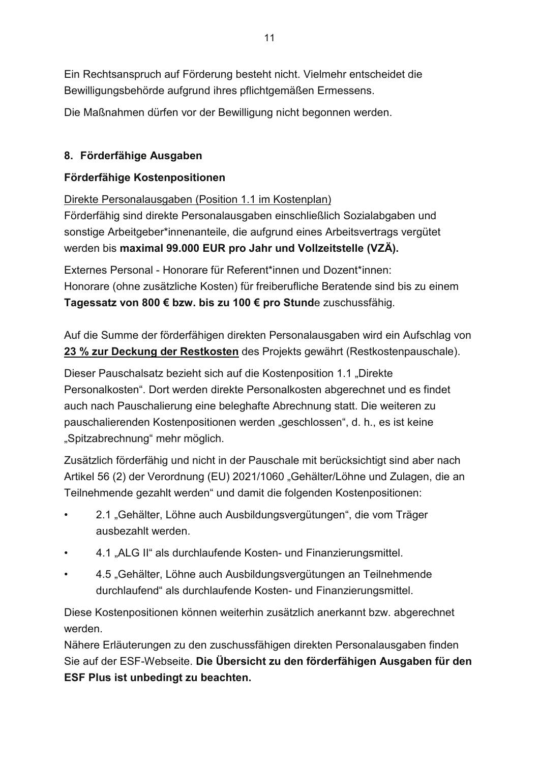Ein Rechtsanspruch auf Förderung besteht nicht. Vielmehr entscheidet die Bewilligungsbehörde aufgrund ihres pflichtgemäßen Ermessens.

Die Maßnahmen dürfen vor der Bewilligung nicht begonnen werden.

## 8. Förderfähige Ausgaben

### Förderfähige Kostenpositionen

Direkte Personalausgaben (Position 1.1 im Kostenplan)
Förderfähig sind direkte Personalausgaben einschließlich Sozialabgaben und sonstige Arbeitgeber*innenanteile, die aufgrund eines Arbeitsvertrags vergütet werden bis **maximal 99.000 EUR pro Jahr und Vollzeitstelle (VZÄ).**

Externes Personal - Honorare für Referent*innen und Dozent*innen:
Honorare (ohne zusätzliche Kosten) für freiberufliche Beratende sind bis zu einem **Tagessatz von 800 € bzw. bis zu 100 € pro Stund**e zuschussfähig.

Auf die Summe der förderfähigen direkten Personalausgaben wird ein Aufschlag von **23 % zur Deckung der Restkosten** des Projekts gewährt (Restkostenpauschale).

Dieser Pauschalsatz bezieht sich auf die Kostenposition 1.1 „Direkte Personalkosten". Dort werden direkte Personalkosten abgerechnet und es findet auch nach Pauschalierung eine beleghafte Abrechnung statt. Die weiteren zu pauschalierenden Kostenpositionen werden „geschlossen", d. h., es ist keine „Spitzabrechnung" mehr möglich.

Zusätzlich förderfähig und nicht in der Pauschale mit berücksichtigt sind aber nach Artikel 56 (2) der Verordnung (EU) 2021/1060 „Gehälter/Löhne und Zulagen, die an Teilnehmende gezahlt werden" und damit die folgenden Kostenpositionen:

- 2.1 „Gehälter, Löhne auch Ausbildungsvergütungen", die vom Träger ausbezahlt werden.
- 4.1 „ALG II" als durchlaufende Kosten- und Finanzierungsmittel.
- 4.5 „Gehälter, Löhne auch Ausbildungsvergütungen an Teilnehmende durchlaufend" als durchlaufende Kosten- und Finanzierungsmittel.

Diese Kostenpositionen können weiterhin zusätzlich anerkannt bzw. abgerechnet werden.
Nähere Erläuterungen zu den zuschussfähigen direkten Personalausgaben finden Sie auf der ESF-Webseite. **Die Übersicht zu den förderfähigen Ausgaben für den ESF Plus ist unbedingt zu beachten.**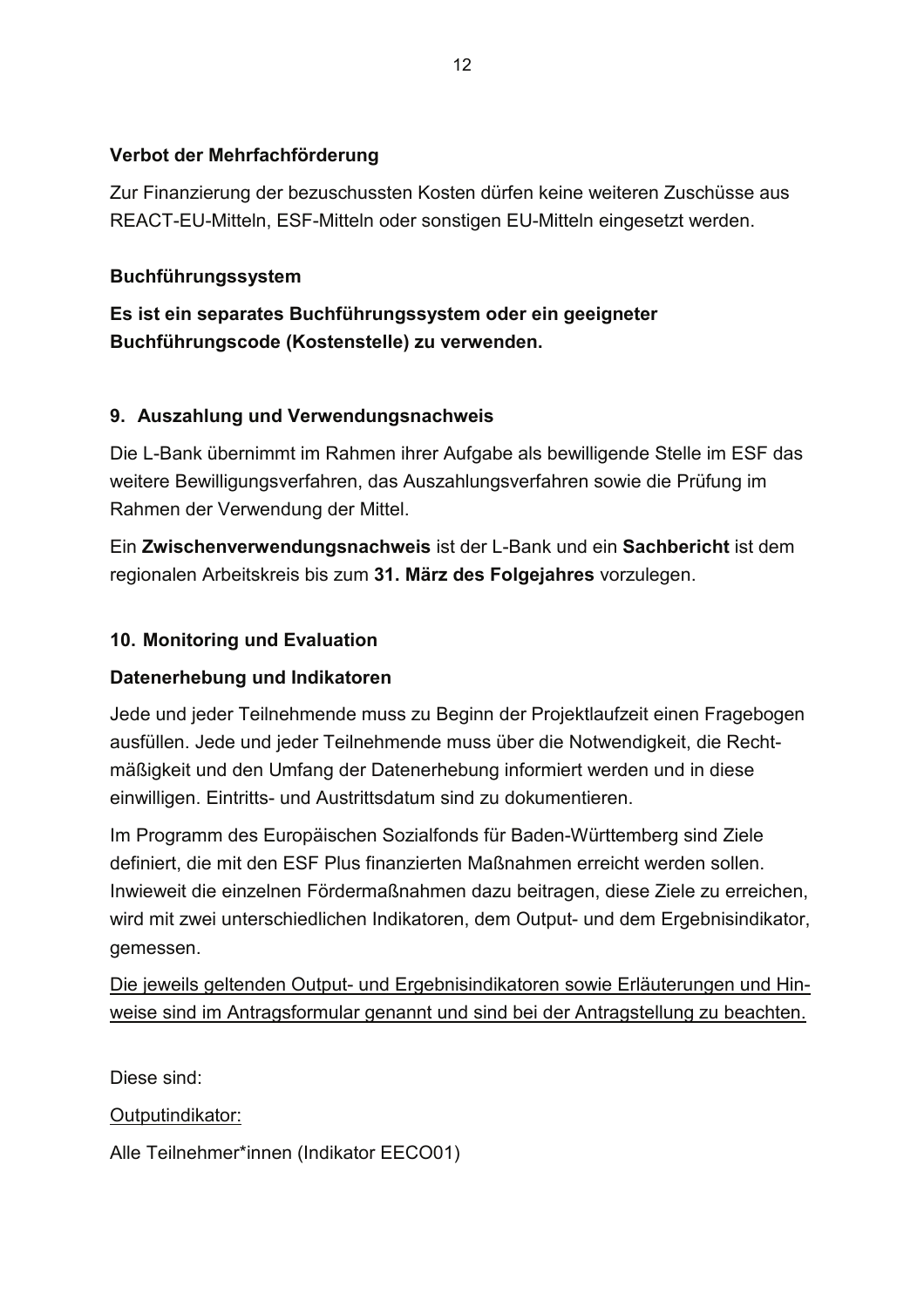**Verbot der Mehrfachförderung**

Zur Finanzierung der bezuschussten Kosten dürfen keine weiteren Zuschüsse aus REACT-EU-Mitteln, ESF-Mitteln oder sonstigen EU-Mitteln eingesetzt werden.

**Buchführungssystem**

**Es ist ein separates Buchführungssystem oder ein geeigneter Buchführungscode (Kostenstelle) zu verwenden.**

## 9. Auszahlung und Verwendungsnachweis

Die L-Bank übernimmt im Rahmen ihrer Aufgabe als bewilligende Stelle im ESF das weitere Bewilligungsverfahren, das Auszahlungsverfahren sowie die Prüfung im Rahmen der Verwendung der Mittel.

Ein **Zwischenverwendungsnachweis** ist der L-Bank und ein **Sachbericht** ist dem regionalen Arbeitskreis bis zum **31. März des Folgejahres** vorzulegen.

## 10. Monitoring und Evaluation

**Datenerhebung und Indikatoren**

Jede und jeder Teilnehmende muss zu Beginn der Projektlaufzeit einen Fragebogen ausfüllen. Jede und jeder Teilnehmende muss über die Notwendigkeit, die Rechtmäßigkeit und den Umfang der Datenerhebung informiert werden und in diese einwilligen. Eintritts- und Austrittsdatum sind zu dokumentieren.

Im Programm des Europäischen Sozialfonds für Baden-Württemberg sind Ziele definiert, die mit den ESF Plus finanzierten Maßnahmen erreicht werden sollen. Inwieweit die einzelnen Fördermaßnahmen dazu beitragen, diese Ziele zu erreichen, wird mit zwei unterschiedlichen Indikatoren, dem Output- und dem Ergebnisindikator, gemessen.

<u>Die jeweils geltenden Output- und Ergebnisindikatoren sowie Erläuterungen und Hinweise sind im Antragsformular genannt und sind bei der Antragstellung zu beachten.</u>

Diese sind:

<u>Outputindikator:</u>

Alle Teilnehmer*innen (Indikator EECO01)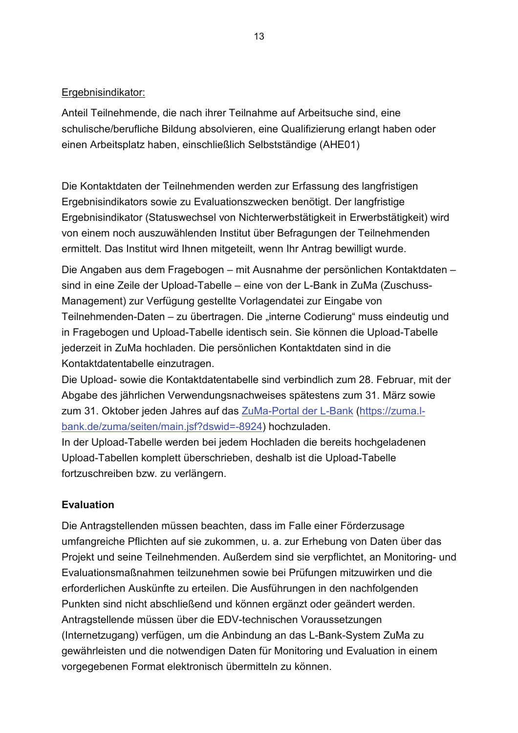Ergebnisindikator:

Anteil Teilnehmende, die nach ihrer Teilnahme auf Arbeitsuche sind, eine schulische/berufliche Bildung absolvieren, eine Qualifizierung erlangt haben oder einen Arbeitsplatz haben, einschließlich Selbstständige (AHE01)

Die Kontaktdaten der Teilnehmenden werden zur Erfassung des langfristigen Ergebnisindikators sowie zu Evaluationszwecken benötigt. Der langfristige Ergebnisindikator (Statuswechsel von Nichterwerbstätigkeit in Erwerbstätigkeit) wird von einem noch auszuwählenden Institut über Befragungen der Teilnehmenden ermittelt. Das Institut wird Ihnen mitgeteilt, wenn Ihr Antrag bewilligt wurde.

Die Angaben aus dem Fragebogen – mit Ausnahme der persönlichen Kontaktdaten – sind in eine Zeile der Upload-Tabelle – eine von der L-Bank in ZuMa (Zuschuss-Management) zur Verfügung gestellte Vorlagendatei zur Eingabe von Teilnehmenden-Daten – zu übertragen. Die „interne Codierung" muss eindeutig und in Fragebogen und Upload-Tabelle identisch sein. Sie können die Upload-Tabelle jederzeit in ZuMa hochladen. Die persönlichen Kontaktdaten sind in die Kontaktdatentabelle einzutragen.
Die Upload- sowie die Kontaktdatentabelle sind verbindlich zum 28. Februar, mit der Abgabe des jährlichen Verwendungsnachweises spätestens zum 31. März sowie zum 31. Oktober jeden Jahres auf das [ZuMa-Portal der L-Bank](https://zuma.l-bank.de/zuma/seiten/main.jsf?dswid=-8924) (https://zuma.l-bank.de/zuma/seiten/main.jsf?dswid=-8924) hochzuladen.
In der Upload-Tabelle werden bei jedem Hochladen die bereits hochgeladenen Upload-Tabellen komplett überschrieben, deshalb ist die Upload-Tabelle fortzuschreiben bzw. zu verlängern.

**Evaluation**

Die Antragstellenden müssen beachten, dass im Falle einer Förderzusage umfangreiche Pflichten auf sie zukommen, u. a. zur Erhebung von Daten über das Projekt und seine Teilnehmenden. Außerdem sind sie verpflichtet, an Monitoring- und Evaluationsmaßnahmen teilzunehmen sowie bei Prüfungen mitzuwirken und die erforderlichen Auskünfte zu erteilen. Die Ausführungen in den nachfolgenden Punkten sind nicht abschließend und können ergänzt oder geändert werden. Antragstellende müssen über die EDV-technischen Voraussetzungen (Internetzugang) verfügen, um die Anbindung an das L-Bank-System ZuMa zu gewährleisten und die notwendigen Daten für Monitoring und Evaluation in einem vorgegebenen Format elektronisch übermitteln zu können.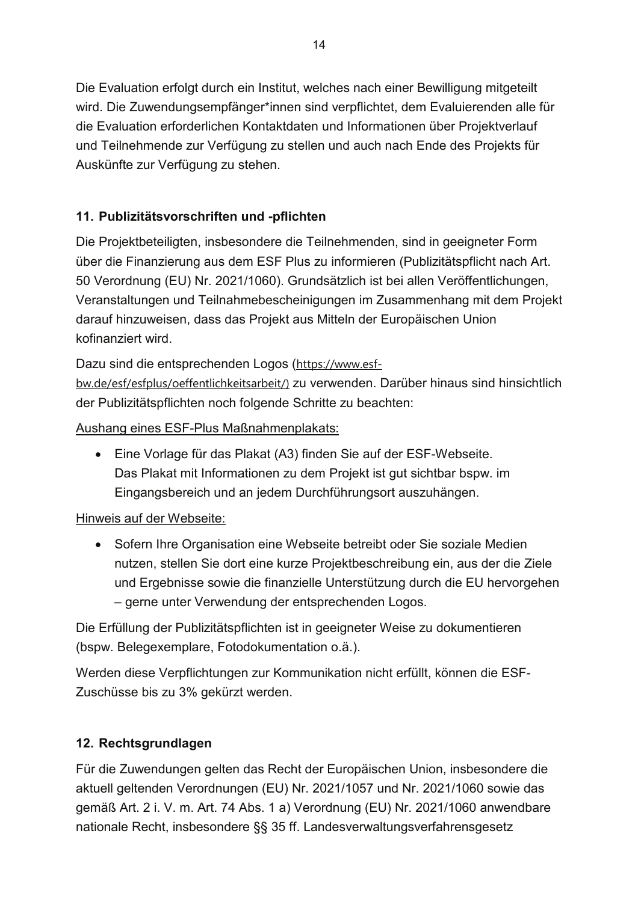Die Evaluation erfolgt durch ein Institut, welches nach einer Bewilligung mitgeteilt wird. Die Zuwendungsempfänger*innen sind verpflichtet, dem Evaluierenden alle für die Evaluation erforderlichen Kontaktdaten und Informationen über Projektverlauf und Teilnehmende zur Verfügung zu stellen und auch nach Ende des Projekts für Auskünfte zur Verfügung zu stehen.

## 11. Publizitätsvorschriften und -pflichten

Die Projektbeteiligten, insbesondere die Teilnehmenden, sind in geeigneter Form über die Finanzierung aus dem ESF Plus zu informieren (Publizitätspflicht nach Art. 50 Verordnung (EU) Nr. 2021/1060). Grundsätzlich ist bei allen Veröffentlichungen, Veranstaltungen und Teilnahmebescheinigungen im Zusammenhang mit dem Projekt darauf hinzuweisen, dass das Projekt aus Mitteln der Europäischen Union kofinanziert wird.

Dazu sind die entsprechenden Logos (https://www.esf-bw.de/esf/esfplus/oeffentlichkeitsarbeit/) zu verwenden. Darüber hinaus sind hinsichtlich der Publizitätspflichten noch folgende Schritte zu beachten:

<u>Aushang eines ESF-Plus Maßnahmenplakats:</u>

- Eine Vorlage für das Plakat (A3) finden Sie auf der ESF-Webseite. Das Plakat mit Informationen zu dem Projekt ist gut sichtbar bspw. im Eingangsbereich und an jedem Durchführungsort auszuhängen.

<u>Hinweis auf der Webseite:</u>

- Sofern Ihre Organisation eine Webseite betreibt oder Sie soziale Medien nutzen, stellen Sie dort eine kurze Projektbeschreibung ein, aus der die Ziele und Ergebnisse sowie die finanzielle Unterstützung durch die EU hervorgehen – gerne unter Verwendung der entsprechenden Logos.

Die Erfüllung der Publizitätspflichten ist in geeigneter Weise zu dokumentieren (bspw. Belegexemplare, Fotodokumentation o.ä.).

Werden diese Verpflichtungen zur Kommunikation nicht erfüllt, können die ESF-Zuschüsse bis zu 3% gekürzt werden.

## 12. Rechtsgrundlagen

Für die Zuwendungen gelten das Recht der Europäischen Union, insbesondere die aktuell geltenden Verordnungen (EU) Nr. 2021/1057 und Nr. 2021/1060 sowie das gemäß Art. 2 i. V. m. Art. 74 Abs. 1 a) Verordnung (EU) Nr. 2021/1060 anwendbare nationale Recht, insbesondere §§ 35 ff. Landesverwaltungsverfahrensgesetz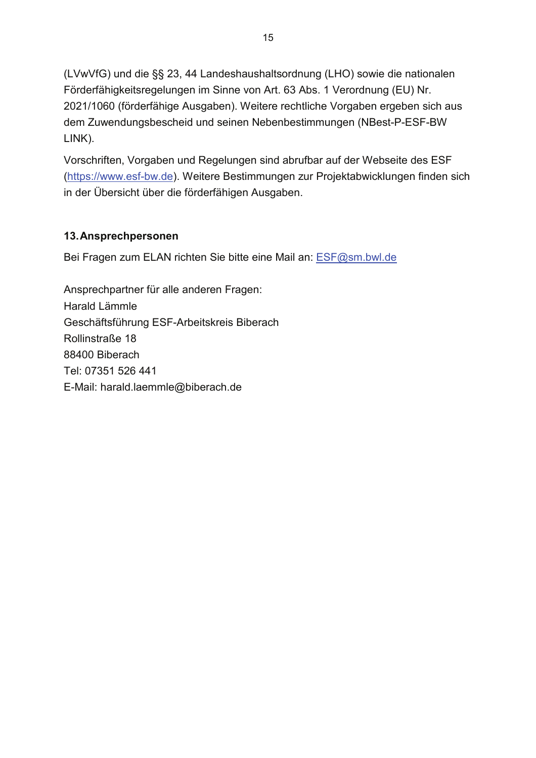(LVwVfG) und die §§ 23, 44 Landeshaushaltsordnung (LHO) sowie die nationalen Förderfähigkeitsregelungen im Sinne von Art. 63 Abs. 1 Verordnung (EU) Nr. 2021/1060 (förderfähige Ausgaben). Weitere rechtliche Vorgaben ergeben sich aus dem Zuwendungsbescheid und seinen Nebenbestimmungen (NBest-P-ESF-BW LINK).

Vorschriften, Vorgaben und Regelungen sind abrufbar auf der Webseite des ESF (https://www.esf-bw.de). Weitere Bestimmungen zur Projektabwicklungen finden sich in der Übersicht über die förderfähigen Ausgaben.

## 13. Ansprechpersonen

Bei Fragen zum ELAN richten Sie bitte eine Mail an: ESF@sm.bwl.de

Ansprechpartner für alle anderen Fragen:
Harald Lämmle
Geschäftsführung ESF-Arbeitskreis Biberach
Rollinstraße 18
88400 Biberach
Tel: 07351 526 441
E-Mail: harald.laemmle@biberach.de